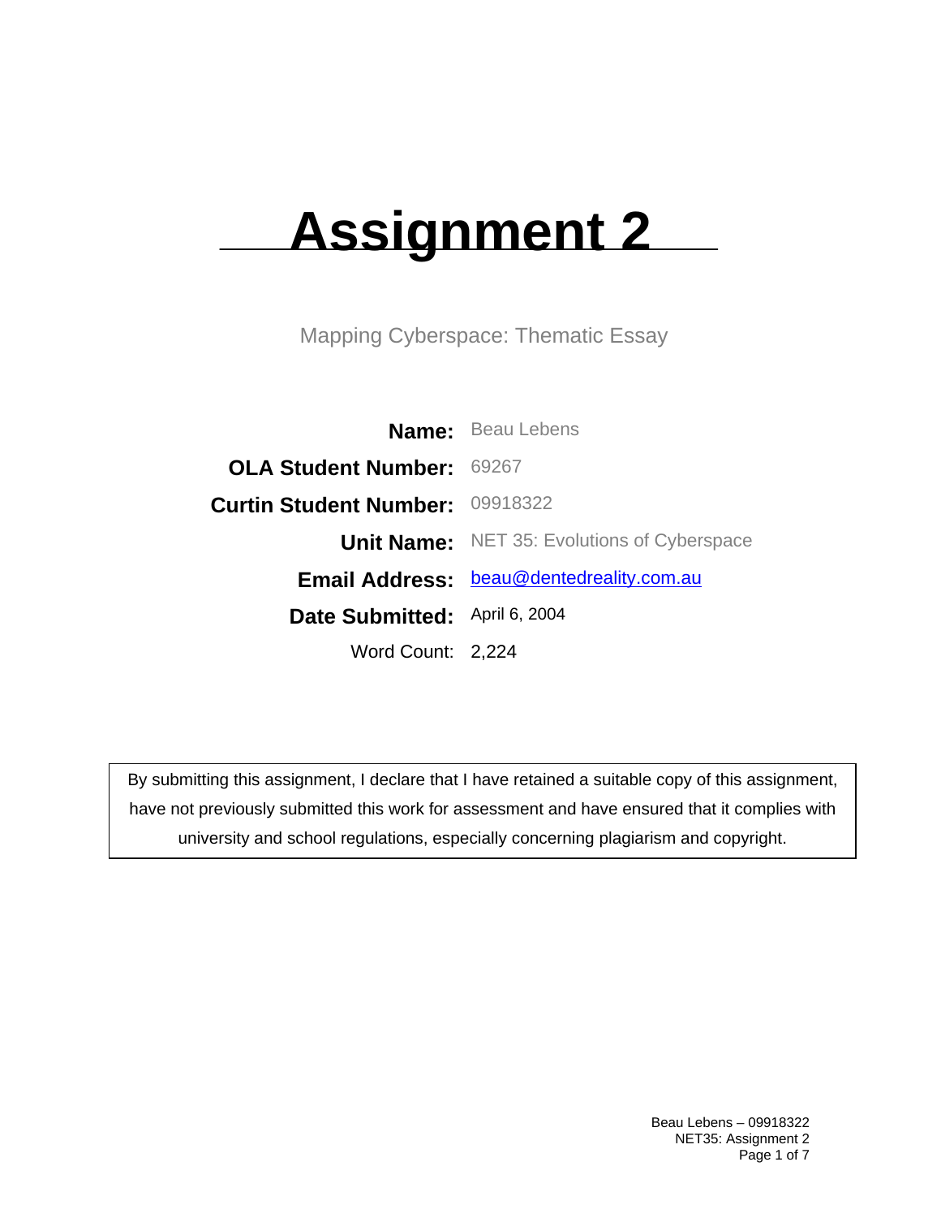# Assignment 2

Mapping Cyberspace: Thematic Essay

| | |
|---|---|
| **Name:** | Beau Lebens |
| **OLA Student Number:** | 69267 |
| **Curtin Student Number:** | 09918322 |
| **Unit Name:** | NET 35: Evolutions of Cyberspace |
| **Email Address:** | beau@dentedreality.com.au |
| **Date Submitted:** | April 6, 2004 |
| Word Count: | 2,224 |

By submitting this assignment, I declare that I have retained a suitable copy of this assignment, have not previously submitted this work for assessment and have ensured that it complies with university and school regulations, especially concerning plagiarism and copyright.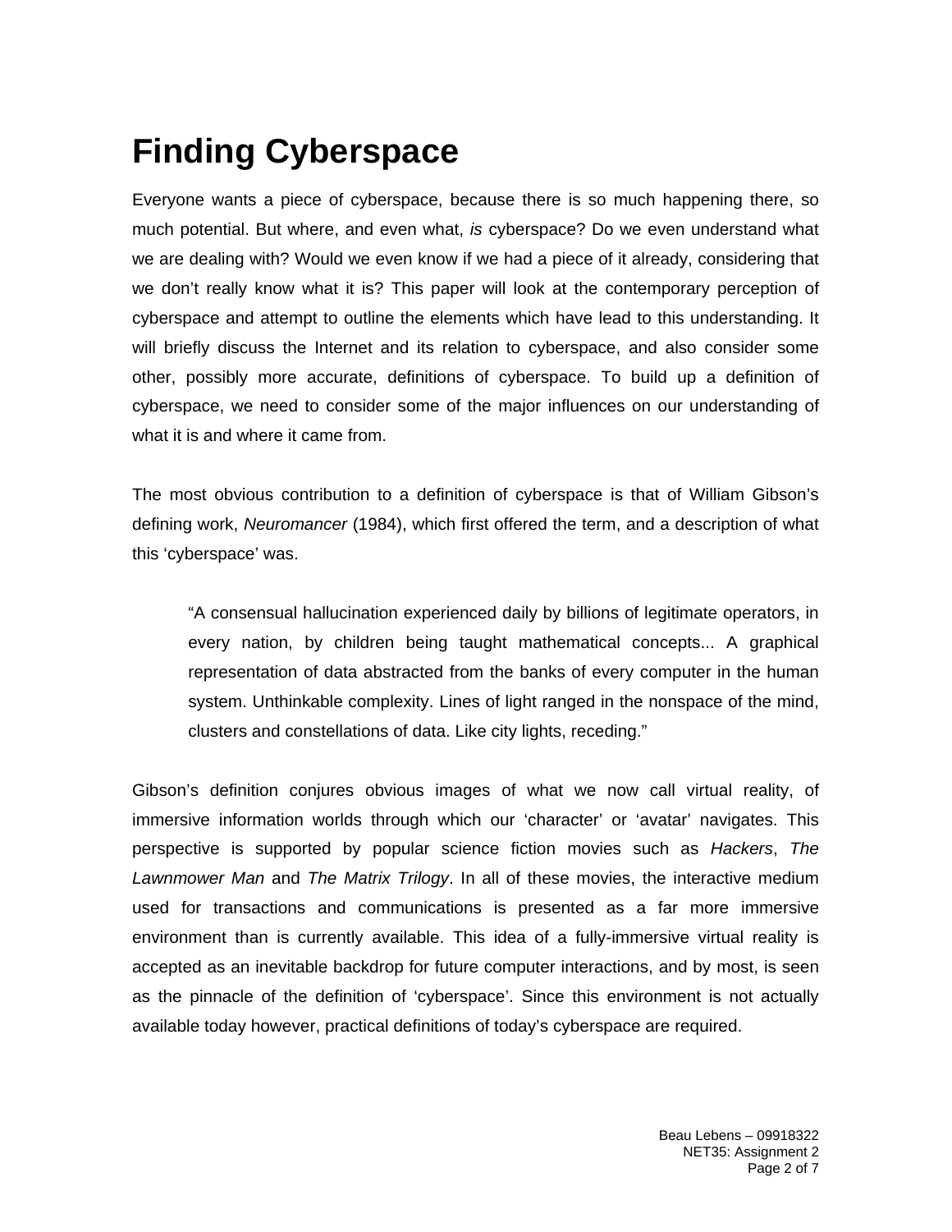# Finding Cyberspace

Everyone wants a piece of cyberspace, because there is so much happening there, so much potential. But where, and even what, *is* cyberspace? Do we even understand what we are dealing with? Would we even know if we had a piece of it already, considering that we don't really know what it is? This paper will look at the contemporary perception of cyberspace and attempt to outline the elements which have lead to this understanding. It will briefly discuss the Internet and its relation to cyberspace, and also consider some other, possibly more accurate, definitions of cyberspace. To build up a definition of cyberspace, we need to consider some of the major influences on our understanding of what it is and where it came from.

The most obvious contribution to a definition of cyberspace is that of William Gibson's defining work, *Neuromancer* (1984), which first offered the term, and a description of what this 'cyberspace' was.

> "A consensual hallucination experienced daily by billions of legitimate operators, in every nation, by children being taught mathematical concepts... A graphical representation of data abstracted from the banks of every computer in the human system. Unthinkable complexity. Lines of light ranged in the nonspace of the mind, clusters and constellations of data. Like city lights, receding."

Gibson's definition conjures obvious images of what we now call virtual reality, of immersive information worlds through which our 'character' or 'avatar' navigates. This perspective is supported by popular science fiction movies such as *Hackers*, *The Lawnmower Man* and *The Matrix Trilogy*. In all of these movies, the interactive medium used for transactions and communications is presented as a far more immersive environment than is currently available. This idea of a fully-immersive virtual reality is accepted as an inevitable backdrop for future computer interactions, and by most, is seen as the pinnacle of the definition of 'cyberspace'. Since this environment is not actually available today however, practical definitions of today's cyberspace are required.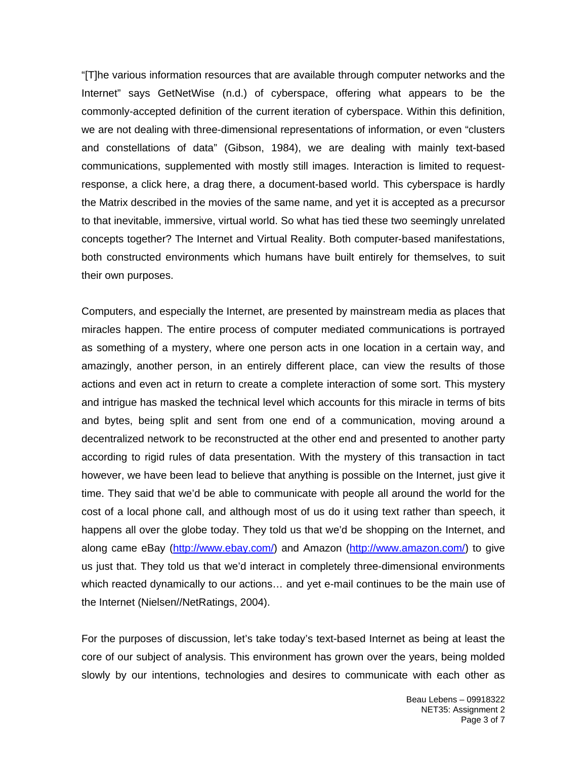"[T]he various information resources that are available through computer networks and the Internet" says GetNetWise (n.d.) of cyberspace, offering what appears to be the commonly-accepted definition of the current iteration of cyberspace. Within this definition, we are not dealing with three-dimensional representations of information, or even "clusters and constellations of data" (Gibson, 1984), we are dealing with mainly text-based communications, supplemented with mostly still images. Interaction is limited to request-response, a click here, a drag there, a document-based world. This cyberspace is hardly the Matrix described in the movies of the same name, and yet it is accepted as a precursor to that inevitable, immersive, virtual world. So what has tied these two seemingly unrelated concepts together? The Internet and Virtual Reality. Both computer-based manifestations, both constructed environments which humans have built entirely for themselves, to suit their own purposes.

Computers, and especially the Internet, are presented by mainstream media as places that miracles happen. The entire process of computer mediated communications is portrayed as something of a mystery, where one person acts in one location in a certain way, and amazingly, another person, in an entirely different place, can view the results of those actions and even act in return to create a complete interaction of some sort. This mystery and intrigue has masked the technical level which accounts for this miracle in terms of bits and bytes, being split and sent from one end of a communication, moving around a decentralized network to be reconstructed at the other end and presented to another party according to rigid rules of data presentation. With the mystery of this transaction in tact however, we have been lead to believe that anything is possible on the Internet, just give it time. They said that we'd be able to communicate with people all around the world for the cost of a local phone call, and although most of us do it using text rather than speech, it happens all over the globe today. They told us that we'd be shopping on the Internet, and along came eBay (http://www.ebay.com/) and Amazon (http://www.amazon.com/) to give us just that. They told us that we'd interact in completely three-dimensional environments which reacted dynamically to our actions… and yet e-mail continues to be the main use of the Internet (Nielsen//NetRatings, 2004).

For the purposes of discussion, let's take today's text-based Internet as being at least the core of our subject of analysis. This environment has grown over the years, being molded slowly by our intentions, technologies and desires to communicate with each other as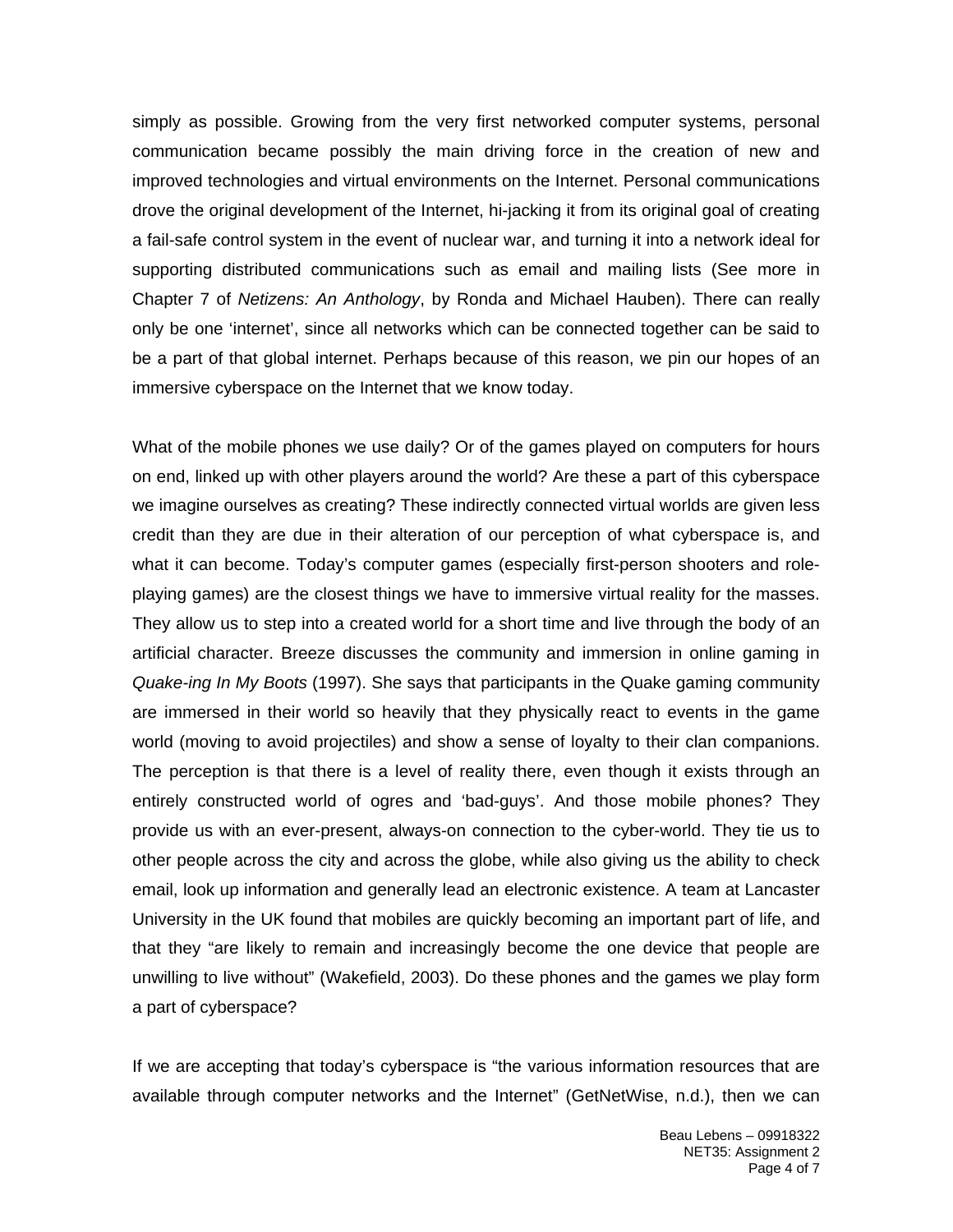simply as possible. Growing from the very first networked computer systems, personal communication became possibly the main driving force in the creation of new and improved technologies and virtual environments on the Internet. Personal communications drove the original development of the Internet, hi-jacking it from its original goal of creating a fail-safe control system in the event of nuclear war, and turning it into a network ideal for supporting distributed communications such as email and mailing lists (See more in Chapter 7 of *Netizens: An Anthology*, by Ronda and Michael Hauben). There can really only be one 'internet', since all networks which can be connected together can be said to be a part of that global internet. Perhaps because of this reason, we pin our hopes of an immersive cyberspace on the Internet that we know today.

What of the mobile phones we use daily? Or of the games played on computers for hours on end, linked up with other players around the world? Are these a part of this cyberspace we imagine ourselves as creating? These indirectly connected virtual worlds are given less credit than they are due in their alteration of our perception of what cyberspace is, and what it can become. Today's computer games (especially first-person shooters and role-playing games) are the closest things we have to immersive virtual reality for the masses. They allow us to step into a created world for a short time and live through the body of an artificial character. Breeze discusses the community and immersion in online gaming in *Quake-ing In My Boots* (1997). She says that participants in the Quake gaming community are immersed in their world so heavily that they physically react to events in the game world (moving to avoid projectiles) and show a sense of loyalty to their clan companions. The perception is that there is a level of reality there, even though it exists through an entirely constructed world of ogres and 'bad-guys'. And those mobile phones? They provide us with an ever-present, always-on connection to the cyber-world. They tie us to other people across the city and across the globe, while also giving us the ability to check email, look up information and generally lead an electronic existence. A team at Lancaster University in the UK found that mobiles are quickly becoming an important part of life, and that they "are likely to remain and increasingly become the one device that people are unwilling to live without" (Wakefield, 2003). Do these phones and the games we play form a part of cyberspace?

If we are accepting that today's cyberspace is "the various information resources that are available through computer networks and the Internet" (GetNetWise, n.d.), then we can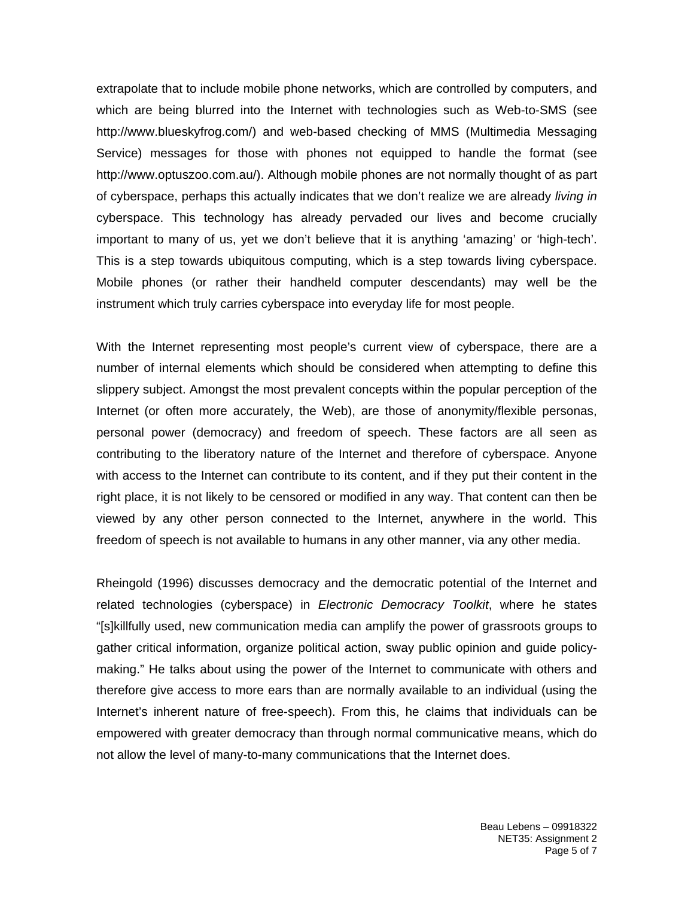extrapolate that to include mobile phone networks, which are controlled by computers, and which are being blurred into the Internet with technologies such as Web-to-SMS (see http://www.blueskyfrog.com/) and web-based checking of MMS (Multimedia Messaging Service) messages for those with phones not equipped to handle the format (see http://www.optuszoo.com.au/). Although mobile phones are not normally thought of as part of cyberspace, perhaps this actually indicates that we don't realize we are already *living in* cyberspace. This technology has already pervaded our lives and become crucially important to many of us, yet we don't believe that it is anything 'amazing' or 'high-tech'. This is a step towards ubiquitous computing, which is a step towards living cyberspace. Mobile phones (or rather their handheld computer descendants) may well be the instrument which truly carries cyberspace into everyday life for most people.

With the Internet representing most people's current view of cyberspace, there are a number of internal elements which should be considered when attempting to define this slippery subject. Amongst the most prevalent concepts within the popular perception of the Internet (or often more accurately, the Web), are those of anonymity/flexible personas, personal power (democracy) and freedom of speech. These factors are all seen as contributing to the liberatory nature of the Internet and therefore of cyberspace. Anyone with access to the Internet can contribute to its content, and if they put their content in the right place, it is not likely to be censored or modified in any way. That content can then be viewed by any other person connected to the Internet, anywhere in the world. This freedom of speech is not available to humans in any other manner, via any other media.

Rheingold (1996) discusses democracy and the democratic potential of the Internet and related technologies (cyberspace) in *Electronic Democracy Toolkit*, where he states "[s]killfully used, new communication media can amplify the power of grassroots groups to gather critical information, organize political action, sway public opinion and guide policy-making." He talks about using the power of the Internet to communicate with others and therefore give access to more ears than are normally available to an individual (using the Internet's inherent nature of free-speech). From this, he claims that individuals can be empowered with greater democracy than through normal communicative means, which do not allow the level of many-to-many communications that the Internet does.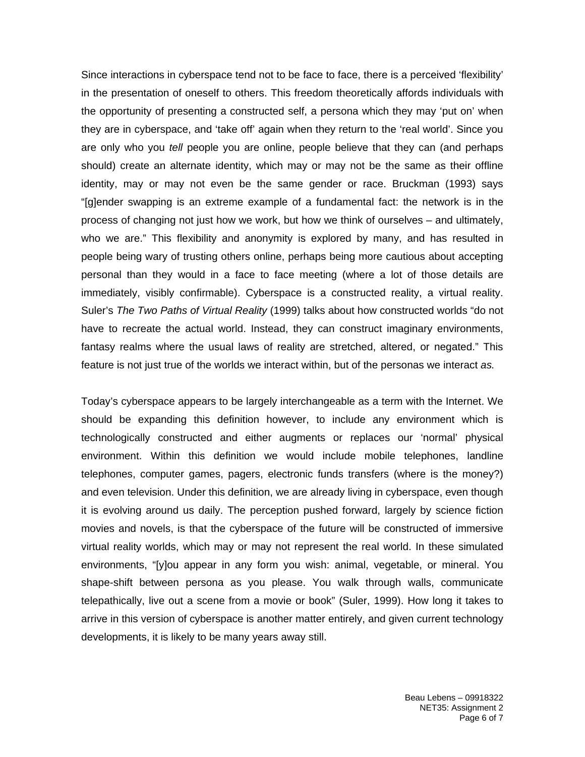Since interactions in cyberspace tend not to be face to face, there is a perceived 'flexibility' in the presentation of oneself to others. This freedom theoretically affords individuals with the opportunity of presenting a constructed self, a persona which they may 'put on' when they are in cyberspace, and 'take off' again when they return to the 'real world'. Since you are only who you *tell* people you are online, people believe that they can (and perhaps should) create an alternate identity, which may or may not be the same as their offline identity, may or may not even be the same gender or race. Bruckman (1993) says "[g]ender swapping is an extreme example of a fundamental fact: the network is in the process of changing not just how we work, but how we think of ourselves – and ultimately, who we are." This flexibility and anonymity is explored by many, and has resulted in people being wary of trusting others online, perhaps being more cautious about accepting personal than they would in a face to face meeting (where a lot of those details are immediately, visibly confirmable). Cyberspace is a constructed reality, a virtual reality. Suler's *The Two Paths of Virtual Reality* (1999) talks about how constructed worlds "do not have to recreate the actual world. Instead, they can construct imaginary environments, fantasy realms where the usual laws of reality are stretched, altered, or negated." This feature is not just true of the worlds we interact within, but of the personas we interact *as.*

Today's cyberspace appears to be largely interchangeable as a term with the Internet. We should be expanding this definition however, to include any environment which is technologically constructed and either augments or replaces our 'normal' physical environment. Within this definition we would include mobile telephones, landline telephones, computer games, pagers, electronic funds transfers (where is the money?) and even television. Under this definition, we are already living in cyberspace, even though it is evolving around us daily. The perception pushed forward, largely by science fiction movies and novels, is that the cyberspace of the future will be constructed of immersive virtual reality worlds, which may or may not represent the real world. In these simulated environments, "[y]ou appear in any form you wish: animal, vegetable, or mineral. You shape-shift between persona as you please. You walk through walls, communicate telepathically, live out a scene from a movie or book" (Suler, 1999). How long it takes to arrive in this version of cyberspace is another matter entirely, and given current technology developments, it is likely to be many years away still.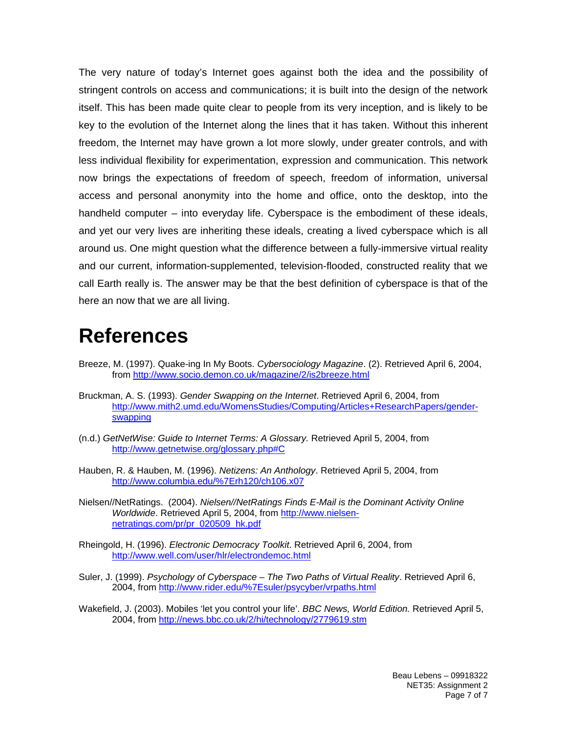The very nature of today's Internet goes against both the idea and the possibility of stringent controls on access and communications; it is built into the design of the network itself. This has been made quite clear to people from its very inception, and is likely to be key to the evolution of the Internet along the lines that it has taken. Without this inherent freedom, the Internet may have grown a lot more slowly, under greater controls, and with less individual flexibility for experimentation, expression and communication. This network now brings the expectations of freedom of speech, freedom of information, universal access and personal anonymity into the home and office, onto the desktop, into the handheld computer – into everyday life. Cyberspace is the embodiment of these ideals, and yet our very lives are inheriting these ideals, creating a lived cyberspace which is all around us. One might question what the difference between a fully-immersive virtual reality and our current, information-supplemented, television-flooded, constructed reality that we call Earth really is. The answer may be that the best definition of cyberspace is that of the here an now that we are all living.

# References

Breeze, M. (1997). Quake-ing In My Boots. *Cybersociology Magazine*. (2). Retrieved April 6, 2004, from http://www.socio.demon.co.uk/magazine/2/is2breeze.html

Bruckman, A. S. (1993). *Gender Swapping on the Internet*. Retrieved April 6, 2004, from http://www.mith2.umd.edu/WomensStudies/Computing/Articles+ResearchPapers/gender-swapping

(n.d.) *GetNetWise: Guide to Internet Terms: A Glossary.* Retrieved April 5, 2004, from http://www.getnetwise.org/glossary.php#C

Hauben, R. & Hauben, M. (1996). *Netizens: An Anthology*. Retrieved April 5, 2004, from http://www.columbia.edu/%7Erh120/ch106.x07

Nielsen//NetRatings. (2004). *Nielsen//NetRatings Finds E-Mail is the Dominant Activity Online Worldwide*. Retrieved April 5, 2004, from http://www.nielsen-netratings.com/pr/pr_020509_hk.pdf

Rheingold, H. (1996). *Electronic Democracy Toolkit*. Retrieved April 6, 2004, from http://www.well.com/user/hlr/electrondemoc.html

Suler, J. (1999). *Psychology of Cyberspace – The Two Paths of Virtual Reality*. Retrieved April 6, 2004, from http://www.rider.edu/%7Esuler/psycyber/vrpaths.html

Wakefield, J. (2003). Mobiles 'let you control your life'. *BBC News, World Edition.* Retrieved April 5, 2004, from http://news.bbc.co.uk/2/hi/technology/2779619.stm